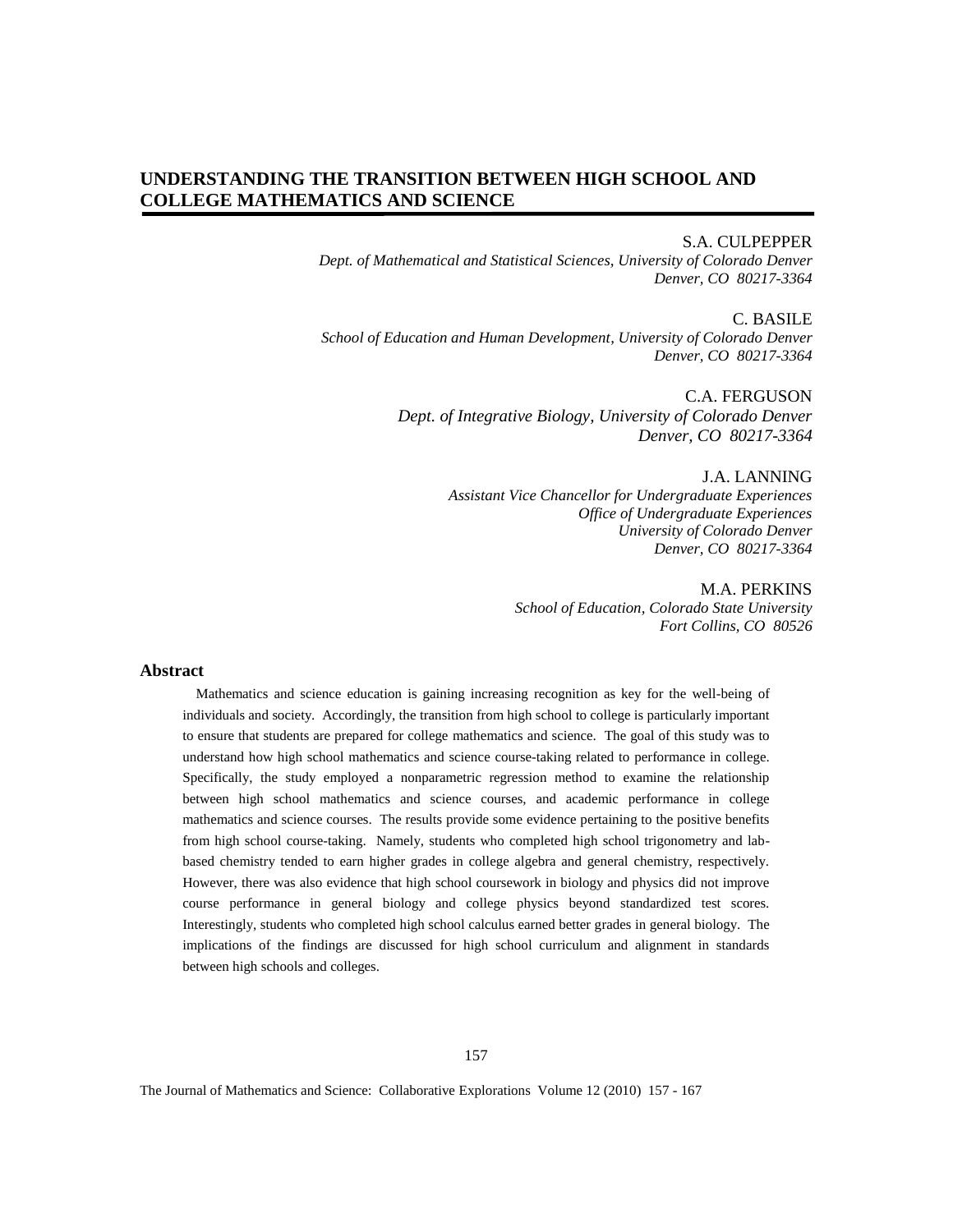# UNDERSTANDING THE TRANSITION BETWEEN HIGH SCHOOL AND COLLEGE MATHEMATICS AND SCIENCE

S.A. CULPEPPER
*Dept. of Mathematical and Statistical Sciences, University of Colorado Denver*
*Denver, CO 80217-3364*

C. BASILE
*School of Education and Human Development, University of Colorado Denver*
*Denver, CO 80217-3364*

C.A. FERGUSON
*Dept. of Integrative Biology, University of Colorado Denver*
*Denver, CO 80217-3364*

J.A. LANNING
*Assistant Vice Chancellor for Undergraduate Experiences*
*Office of Undergraduate Experiences*
*University of Colorado Denver*
*Denver, CO 80217-3364*

M.A. PERKINS
*School of Education, Colorado State University*
*Fort Collins, CO 80526*

## Abstract

Mathematics and science education is gaining increasing recognition as key for the well-being of individuals and society. Accordingly, the transition from high school to college is particularly important to ensure that students are prepared for college mathematics and science. The goal of this study was to understand how high school mathematics and science course-taking related to performance in college. Specifically, the study employed a nonparametric regression method to examine the relationship between high school mathematics and science courses, and academic performance in college mathematics and science courses. The results provide some evidence pertaining to the positive benefits from high school course-taking. Namely, students who completed high school trigonometry and lab-based chemistry tended to earn higher grades in college algebra and general chemistry, respectively. However, there was also evidence that high school coursework in biology and physics did not improve course performance in general biology and college physics beyond standardized test scores. Interestingly, students who completed high school calculus earned better grades in general biology. The implications of the findings are discussed for high school curriculum and alignment in standards between high schools and colleges.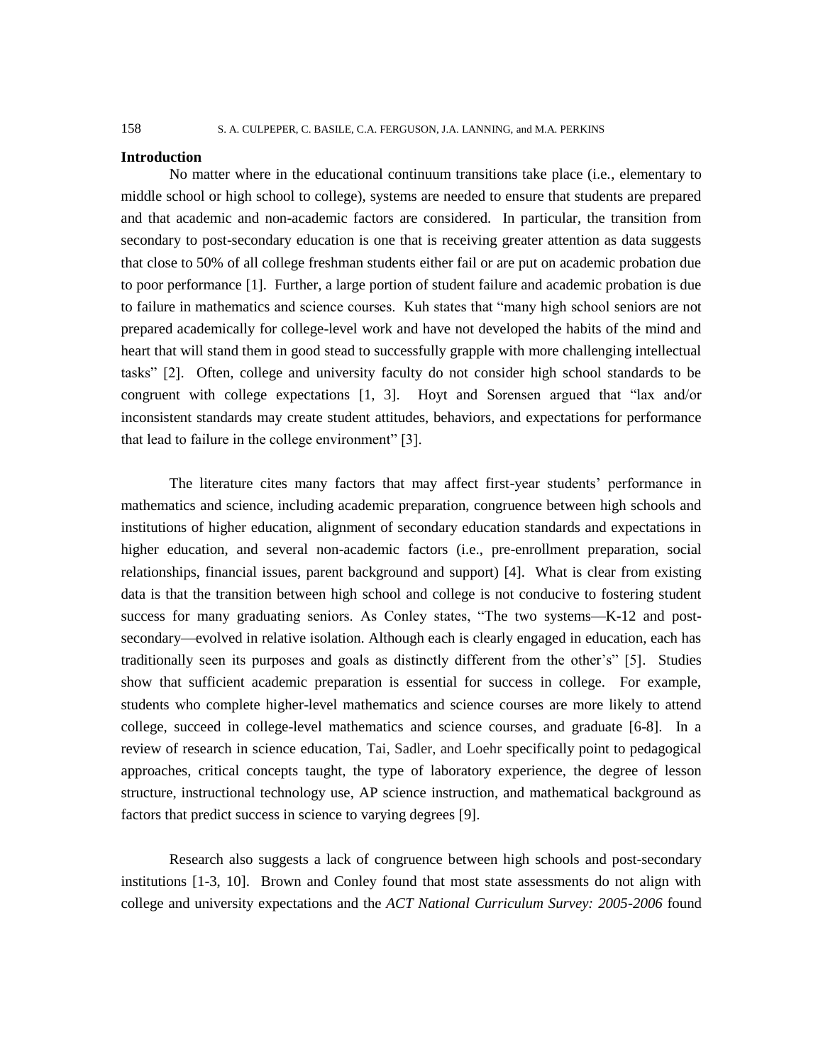**Introduction**

No matter where in the educational continuum transitions take place (i.e., elementary to middle school or high school to college), systems are needed to ensure that students are prepared and that academic and non-academic factors are considered. In particular, the transition from secondary to post-secondary education is one that is receiving greater attention as data suggests that close to 50% of all college freshman students either fail or are put on academic probation due to poor performance [1]. Further, a large portion of student failure and academic probation is due to failure in mathematics and science courses. Kuh states that "many high school seniors are not prepared academically for college-level work and have not developed the habits of the mind and heart that will stand them in good stead to successfully grapple with more challenging intellectual tasks" [2]. Often, college and university faculty do not consider high school standards to be congruent with college expectations [1, 3]. Hoyt and Sorensen argued that "lax and/or inconsistent standards may create student attitudes, behaviors, and expectations for performance that lead to failure in the college environment" [3].

The literature cites many factors that may affect first-year students' performance in mathematics and science, including academic preparation, congruence between high schools and institutions of higher education, alignment of secondary education standards and expectations in higher education, and several non-academic factors (i.e., pre-enrollment preparation, social relationships, financial issues, parent background and support) [4]. What is clear from existing data is that the transition between high school and college is not conducive to fostering student success for many graduating seniors. As Conley states, "The two systems—K-12 and post-secondary—evolved in relative isolation. Although each is clearly engaged in education, each has traditionally seen its purposes and goals as distinctly different from the other's" [5]. Studies show that sufficient academic preparation is essential for success in college. For example, students who complete higher-level mathematics and science courses are more likely to attend college, succeed in college-level mathematics and science courses, and graduate [6-8]. In a review of research in science education, Tai, Sadler, and Loehr specifically point to pedagogical approaches, critical concepts taught, the type of laboratory experience, the degree of lesson structure, instructional technology use, AP science instruction, and mathematical background as factors that predict success in science to varying degrees [9].

Research also suggests a lack of congruence between high schools and post-secondary institutions [1-3, 10]. Brown and Conley found that most state assessments do not align with college and university expectations and the *ACT National Curriculum Survey: 2005-2006* found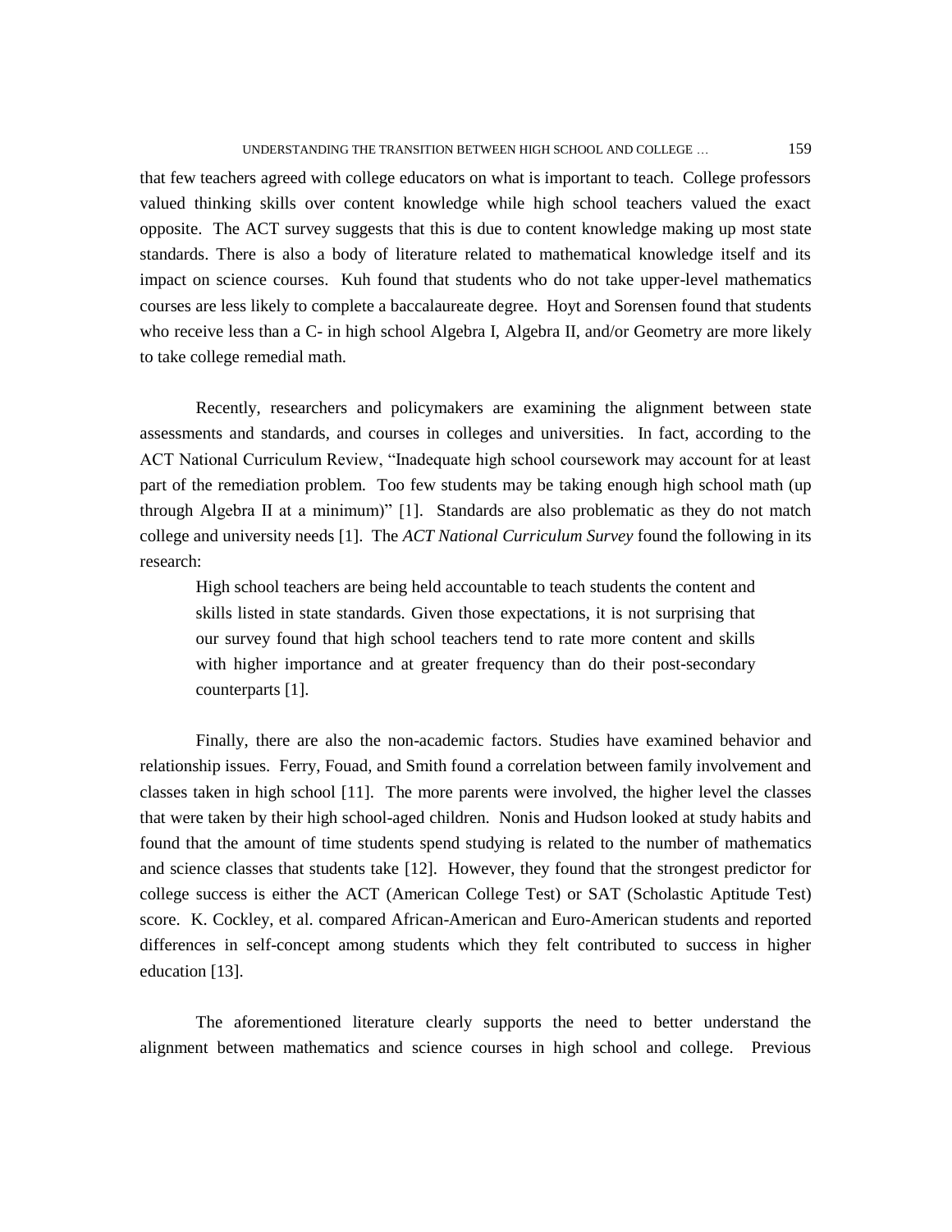that few teachers agreed with college educators on what is important to teach. College professors valued thinking skills over content knowledge while high school teachers valued the exact opposite. The ACT survey suggests that this is due to content knowledge making up most state standards. There is also a body of literature related to mathematical knowledge itself and its impact on science courses. Kuh found that students who do not take upper-level mathematics courses are less likely to complete a baccalaureate degree. Hoyt and Sorensen found that students who receive less than a C- in high school Algebra I, Algebra II, and/or Geometry are more likely to take college remedial math.

Recently, researchers and policymakers are examining the alignment between state assessments and standards, and courses in colleges and universities. In fact, according to the ACT National Curriculum Review, "Inadequate high school coursework may account for at least part of the remediation problem. Too few students may be taking enough high school math (up through Algebra II at a minimum)" [1]. Standards are also problematic as they do not match college and university needs [1]. The *ACT National Curriculum Survey* found the following in its research:

> High school teachers are being held accountable to teach students the content and skills listed in state standards. Given those expectations, it is not surprising that our survey found that high school teachers tend to rate more content and skills with higher importance and at greater frequency than do their post-secondary counterparts [1].

Finally, there are also the non-academic factors. Studies have examined behavior and relationship issues. Ferry, Fouad, and Smith found a correlation between family involvement and classes taken in high school [11]. The more parents were involved, the higher level the classes that were taken by their high school-aged children. Nonis and Hudson looked at study habits and found that the amount of time students spend studying is related to the number of mathematics and science classes that students take [12]. However, they found that the strongest predictor for college success is either the ACT (American College Test) or SAT (Scholastic Aptitude Test) score. K. Cockley, et al. compared African-American and Euro-American students and reported differences in self-concept among students which they felt contributed to success in higher education [13].

The aforementioned literature clearly supports the need to better understand the alignment between mathematics and science courses in high school and college. Previous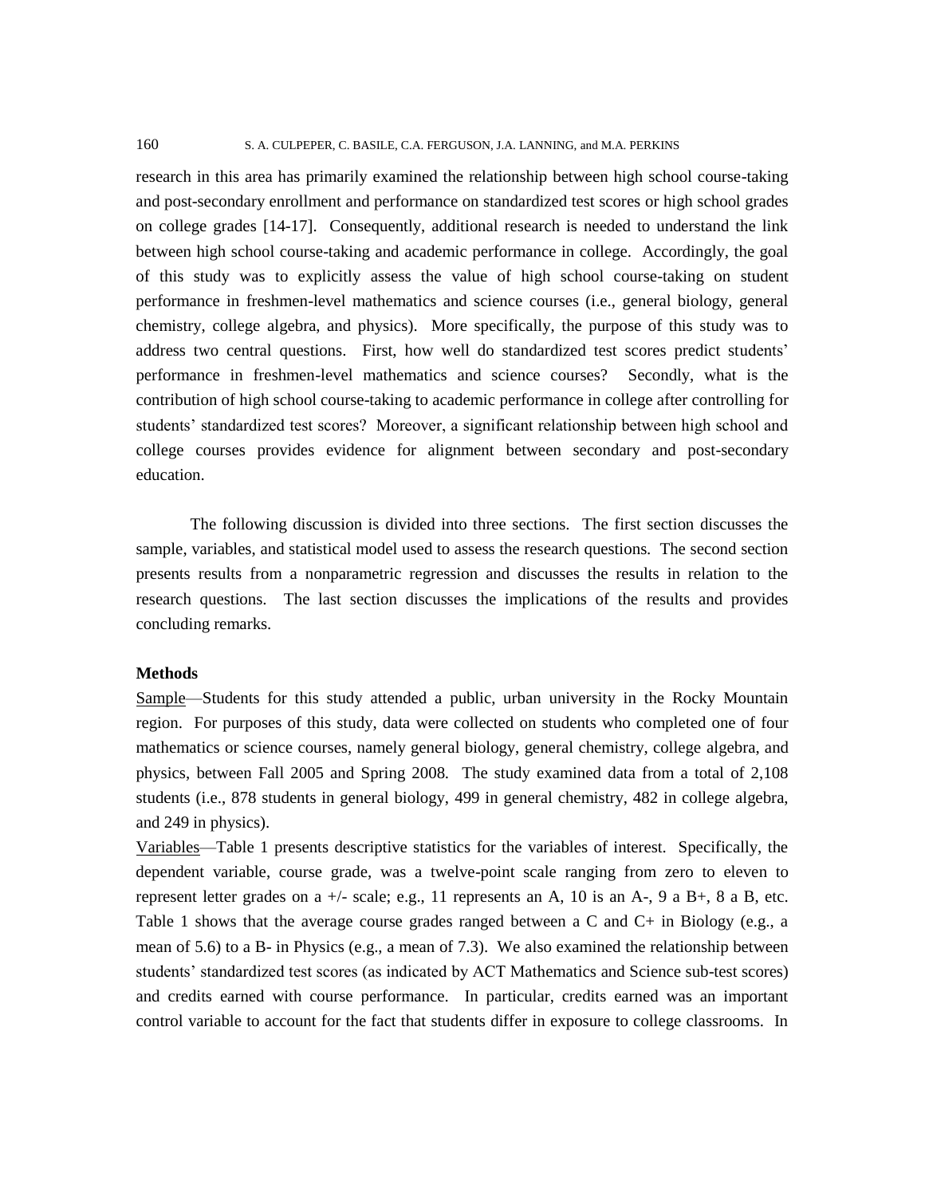research in this area has primarily examined the relationship between high school course-taking and post-secondary enrollment and performance on standardized test scores or high school grades on college grades [14-17]. Consequently, additional research is needed to understand the link between high school course-taking and academic performance in college. Accordingly, the goal of this study was to explicitly assess the value of high school course-taking on student performance in freshmen-level mathematics and science courses (i.e., general biology, general chemistry, college algebra, and physics). More specifically, the purpose of this study was to address two central questions. First, how well do standardized test scores predict students' performance in freshmen-level mathematics and science courses? Secondly, what is the contribution of high school course-taking to academic performance in college after controlling for students' standardized test scores? Moreover, a significant relationship between high school and college courses provides evidence for alignment between secondary and post-secondary education.

The following discussion is divided into three sections. The first section discusses the sample, variables, and statistical model used to assess the research questions. The second section presents results from a nonparametric regression and discusses the results in relation to the research questions. The last section discusses the implications of the results and provides concluding remarks.

## Methods

Sample—Students for this study attended a public, urban university in the Rocky Mountain region. For purposes of this study, data were collected on students who completed one of four mathematics or science courses, namely general biology, general chemistry, college algebra, and physics, between Fall 2005 and Spring 2008. The study examined data from a total of 2,108 students (i.e., 878 students in general biology, 499 in general chemistry, 482 in college algebra, and 249 in physics).

Variables—Table 1 presents descriptive statistics for the variables of interest. Specifically, the dependent variable, course grade, was a twelve-point scale ranging from zero to eleven to represent letter grades on a +/- scale; e.g., 11 represents an A, 10 is an A-, 9 a B+, 8 a B, etc. Table 1 shows that the average course grades ranged between a C and C+ in Biology (e.g., a mean of 5.6) to a B- in Physics (e.g., a mean of 7.3). We also examined the relationship between students' standardized test scores (as indicated by ACT Mathematics and Science sub-test scores) and credits earned with course performance. In particular, credits earned was an important control variable to account for the fact that students differ in exposure to college classrooms. In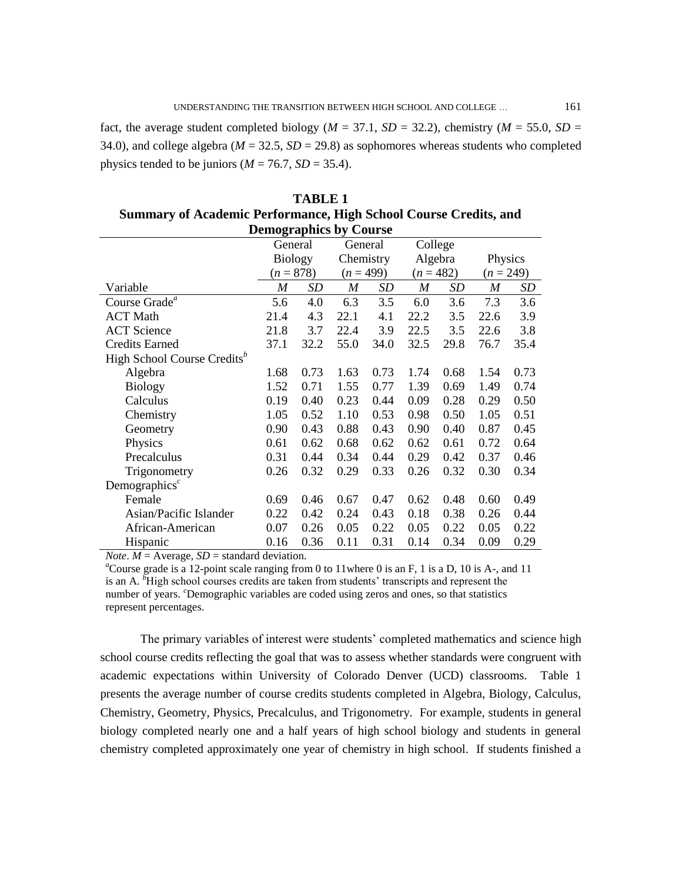fact, the average student completed biology ($M$ = 37.1, $SD$ = 32.2), chemistry ($M$ = 55.0, $SD$ = 34.0), and college algebra ($M$ = 32.5, $SD$ = 29.8) as sophomores whereas students who completed physics tended to be juniors ($M$ = 76.7, $SD$ = 35.4).

**TABLE 1**
**Summary of Academic Performance, High School Course Credits, and Demographics by Course**

| | General Biology ($n$ = 878) | | General Chemistry ($n$ = 499) | | College Algebra ($n$ = 482) | | Physics ($n$ = 249) | |
|---|---|---|---|---|---|---|---|---|
| Variable | $M$ | $SD$ | $M$ | $SD$ | $M$ | $SD$ | $M$ | $SD$ |
| Course Grade[a] | 5.6 | 4.0 | 6.3 | 3.5 | 6.0 | 3.6 | 7.3 | 3.6 |
| ACT Math | 21.4 | 4.3 | 22.1 | 4.1 | 22.2 | 3.5 | 22.6 | 3.9 |
| ACT Science | 21.8 | 3.7 | 22.4 | 3.9 | 22.5 | 3.5 | 22.6 | 3.8 |
| Credits Earned | 37.1 | 32.2 | 55.0 | 34.0 | 32.5 | 29.8 | 76.7 | 35.4 |
| High School Course Credits[b] | | | | | | | | |
| Algebra | 1.68 | 0.73 | 1.63 | 0.73 | 1.74 | 0.68 | 1.54 | 0.73 |
| Biology | 1.52 | 0.71 | 1.55 | 0.77 | 1.39 | 0.69 | 1.49 | 0.74 |
| Calculus | 0.19 | 0.40 | 0.23 | 0.44 | 0.09 | 0.28 | 0.29 | 0.50 |
| Chemistry | 1.05 | 0.52 | 1.10 | 0.53 | 0.98 | 0.50 | 1.05 | 0.51 |
| Geometry | 0.90 | 0.43 | 0.88 | 0.43 | 0.90 | 0.40 | 0.87 | 0.45 |
| Physics | 0.61 | 0.62 | 0.68 | 0.62 | 0.62 | 0.61 | 0.72 | 0.64 |
| Precalculus | 0.31 | 0.44 | 0.34 | 0.44 | 0.29 | 0.42 | 0.37 | 0.46 |
| Trigonometry | 0.26 | 0.32 | 0.29 | 0.33 | 0.26 | 0.32 | 0.30 | 0.34 |
| Demographics[c] | | | | | | | | |
| Female | 0.69 | 0.46 | 0.67 | 0.47 | 0.62 | 0.48 | 0.60 | 0.49 |
| Asian/Pacific Islander | 0.22 | 0.42 | 0.24 | 0.43 | 0.18 | 0.38 | 0.26 | 0.44 |
| African-American | 0.07 | 0.26 | 0.05 | 0.22 | 0.05 | 0.22 | 0.05 | 0.22 |
| Hispanic | 0.16 | 0.36 | 0.11 | 0.31 | 0.14 | 0.34 | 0.09 | 0.29 |

*Note*. $M$ = Average, $SD$ = standard deviation.
[a]Course grade is a 12-point scale ranging from 0 to 11where 0 is an F, 1 is a D, 10 is A-, and 11 is an A. [b]High school courses credits are taken from students' transcripts and represent the number of years. [c]Demographic variables are coded using zeros and ones, so that statistics represent percentages.

The primary variables of interest were students' completed mathematics and science high school course credits reflecting the goal that was to assess whether standards were congruent with academic expectations within University of Colorado Denver (UCD) classrooms. Table 1 presents the average number of course credits students completed in Algebra, Biology, Calculus, Chemistry, Geometry, Physics, Precalculus, and Trigonometry. For example, students in general biology completed nearly one and a half years of high school biology and students in general chemistry completed approximately one year of chemistry in high school. If students finished a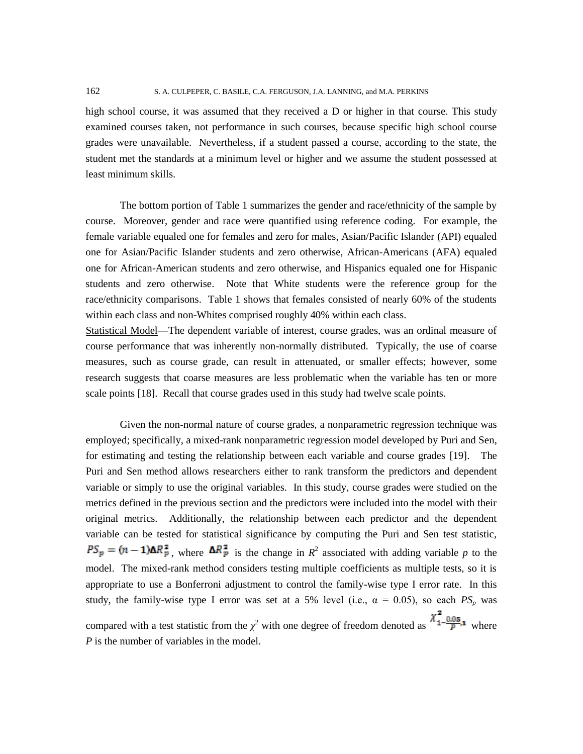high school course, it was assumed that they received a D or higher in that course. This study examined courses taken, not performance in such courses, because specific high school course grades were unavailable. Nevertheless, if a student passed a course, according to the state, the student met the standards at a minimum level or higher and we assume the student possessed at least minimum skills.

The bottom portion of Table 1 summarizes the gender and race/ethnicity of the sample by course. Moreover, gender and race were quantified using reference coding. For example, the female variable equaled one for females and zero for males, Asian/Pacific Islander (API) equaled one for Asian/Pacific Islander students and zero otherwise, African-Americans (AFA) equaled one for African-American students and zero otherwise, and Hispanics equaled one for Hispanic students and zero otherwise. Note that White students were the reference group for the race/ethnicity comparisons. Table 1 shows that females consisted of nearly 60% of the students within each class and non-Whites comprised roughly 40% within each class.

<u>Statistical Model</u>—The dependent variable of interest, course grades, was an ordinal measure of course performance that was inherently non-normally distributed. Typically, the use of coarse measures, such as course grade, can result in attenuated, or smaller effects; however, some research suggests that coarse measures are less problematic when the variable has ten or more scale points [18]. Recall that course grades used in this study had twelve scale points.

Given the non-normal nature of course grades, a nonparametric regression technique was employed; specifically, a mixed-rank nonparametric regression model developed by Puri and Sen, for estimating and testing the relationship between each variable and course grades [19]. The Puri and Sen method allows researchers either to rank transform the predictors and dependent variable or simply to use the original variables. In this study, course grades were studied on the metrics defined in the previous section and the predictors were included into the model with their original metrics. Additionally, the relationship between each predictor and the dependent variable can be tested for statistical significance by computing the Puri and Sen test statistic, $PS_p = (n-1)\Delta R_p^2$, where $\Delta R_p^2$ is the change in $R^2$ associated with adding variable $p$ to the model. The mixed-rank method considers testing multiple coefficients as multiple tests, so it is appropriate to use a Bonferroni adjustment to control the family-wise type I error rate. In this study, the family-wise type I error was set at a 5% level (i.e., $\alpha = 0.05$), so each $PS_p$ was compared with a test statistic from the $\chi^2$ with one degree of freedom denoted as $\chi^2_{1-\frac{0.05}{P},1}$ where $P$ is the number of variables in the model.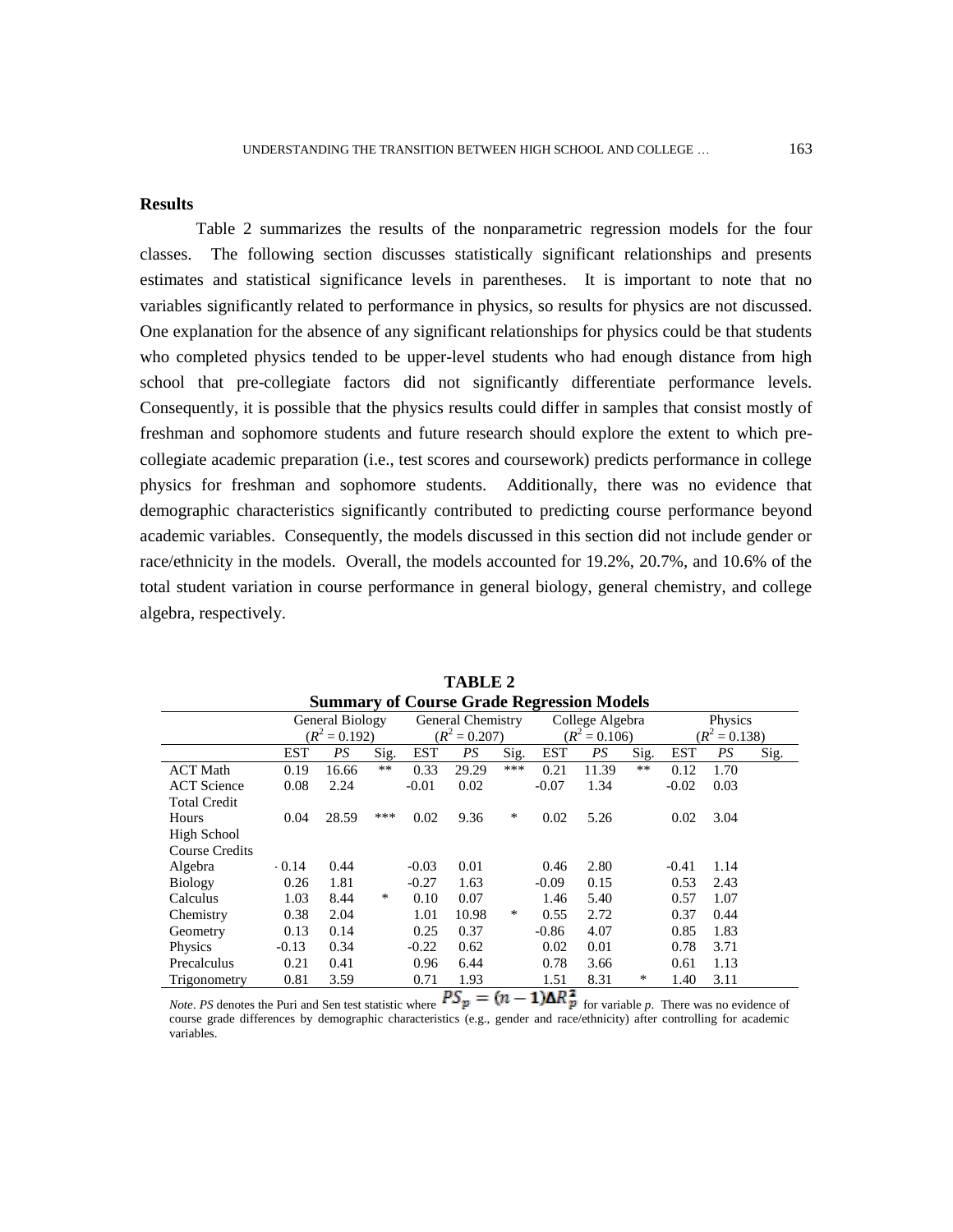## Results

Table 2 summarizes the results of the nonparametric regression models for the four classes. The following section discusses statistically significant relationships and presents estimates and statistical significance levels in parentheses. It is important to note that no variables significantly related to performance in physics, so results for physics are not discussed. One explanation for the absence of any significant relationships for physics could be that students who completed physics tended to be upper-level students who had enough distance from high school that pre-collegiate factors did not significantly differentiate performance levels. Consequently, it is possible that the physics results could differ in samples that consist mostly of freshman and sophomore students and future research should explore the extent to which pre-collegiate academic preparation (i.e., test scores and coursework) predicts performance in college physics for freshman and sophomore students. Additionally, there was no evidence that demographic characteristics significantly contributed to predicting course performance beyond academic variables. Consequently, the models discussed in this section did not include gender or race/ethnicity in the models. Overall, the models accounted for 19.2%, 20.7%, and 10.6% of the total student variation in course performance in general biology, general chemistry, and college algebra, respectively.

**TABLE 2**

**Summary of Course Grade Regression Models**

| | General Biology ($R^2 = 0.192$) | | | General Chemistry ($R^2 = 0.207$) | | | College Algebra ($R^2 = 0.106$) | | | Physics ($R^2 = 0.138$) | | |
|---|---|---|---|---|---|---|---|---|---|---|---|---|
| | EST | *PS* | Sig. | EST | *PS* | Sig. | EST | *PS* | Sig. | EST | *PS* | Sig. |
| ACT Math | 0.19 | 16.66 | ** | 0.33 | 29.29 | *** | 0.21 | 11.39 | ** | 0.12 | 1.70 | |
| ACT Science | 0.08 | 2.24 | | -0.01 | 0.02 | | -0.07 | 1.34 | | -0.02 | 0.03 | |
| Total Credit Hours | 0.04 | 28.59 | *** | 0.02 | 9.36 | * | 0.02 | 5.26 | | 0.02 | 3.04 | |
| High School Course Credits | | | | | | | | | | | | |
| Algebra | -0.14 | 0.44 | | -0.03 | 0.01 | | 0.46 | 2.80 | | -0.41 | 1.14 | |
| Biology | 0.26 | 1.81 | | -0.27 | 1.63 | | -0.09 | 0.15 | | 0.53 | 2.43 | |
| Calculus | 1.03 | 8.44 | * | 0.10 | 0.07 | | 1.46 | 5.40 | | 0.57 | 1.07 | |
| Chemistry | 0.38 | 2.04 | | 1.01 | 10.98 | * | 0.55 | 2.72 | | 0.37 | 0.44 | |
| Geometry | 0.13 | 0.14 | | 0.25 | 0.37 | | -0.86 | 4.07 | | 0.85 | 1.83 | |
| Physics | -0.13 | 0.34 | | -0.22 | 0.62 | | 0.02 | 0.01 | | 0.78 | 3.71 | |
| Precalculus | 0.21 | 0.41 | | 0.96 | 6.44 | | 0.78 | 3.66 | | 0.61 | 1.13 | |
| Trigonometry | 0.81 | 3.59 | | 0.71 | 1.93 | | 1.51 | 8.31 | * | 1.40 | 3.11 | |

*Note*. *PS* denotes the Puri and Sen test statistic where $PS_p = (n-1)\Delta R_p^2$ for variable *p*. There was no evidence of course grade differences by demographic characteristics (e.g., gender and race/ethnicity) after controlling for academic variables.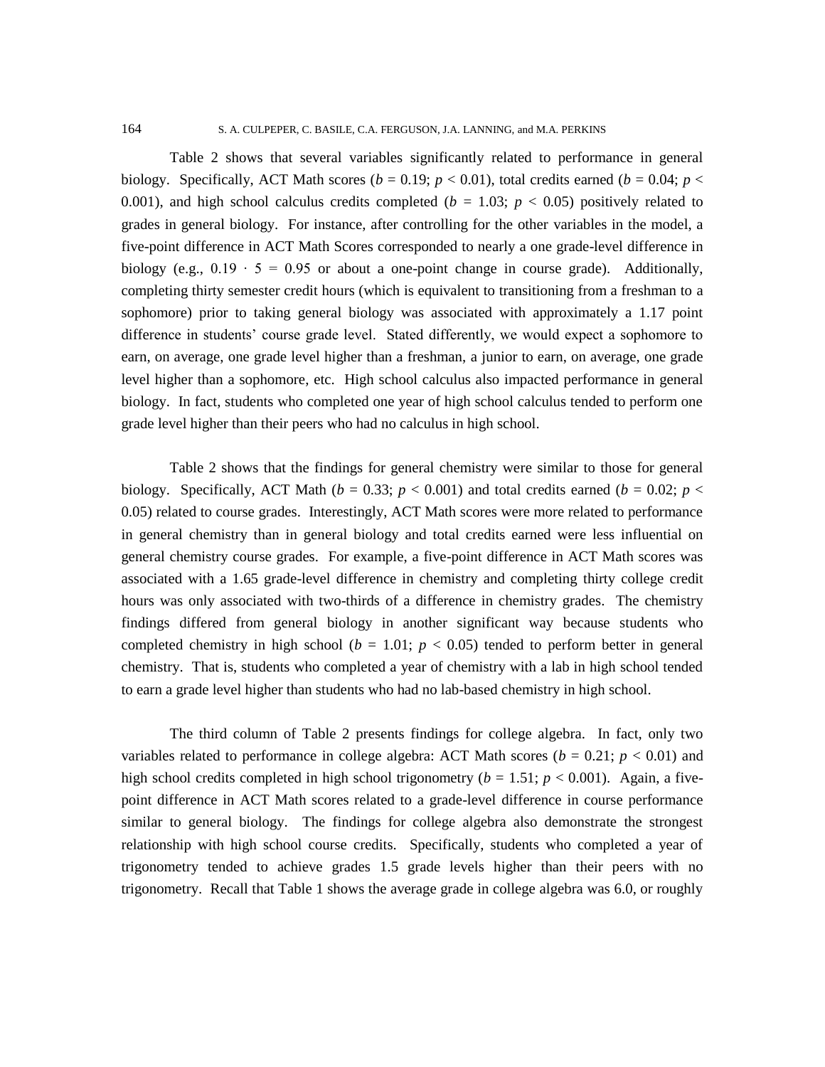Table 2 shows that several variables significantly related to performance in general biology. Specifically, ACT Math scores ($b = 0.19$; $p < 0.01$), total credits earned ($b = 0.04$; $p < 0.001$), and high school calculus credits completed ($b = 1.03$; $p < 0.05$) positively related to grades in general biology. For instance, after controlling for the other variables in the model, a five-point difference in ACT Math Scores corresponded to nearly a one grade-level difference in biology (e.g., $0.19 \cdot 5 = 0.95$ or about a one-point change in course grade). Additionally, completing thirty semester credit hours (which is equivalent to transitioning from a freshman to a sophomore) prior to taking general biology was associated with approximately a 1.17 point difference in students' course grade level. Stated differently, we would expect a sophomore to earn, on average, one grade level higher than a freshman, a junior to earn, on average, one grade level higher than a sophomore, etc. High school calculus also impacted performance in general biology. In fact, students who completed one year of high school calculus tended to perform one grade level higher than their peers who had no calculus in high school.

Table 2 shows that the findings for general chemistry were similar to those for general biology. Specifically, ACT Math ($b = 0.33$; $p < 0.001$) and total credits earned ($b = 0.02$; $p < 0.05$) related to course grades. Interestingly, ACT Math scores were more related to performance in general chemistry than in general biology and total credits earned were less influential on general chemistry course grades. For example, a five-point difference in ACT Math scores was associated with a 1.65 grade-level difference in chemistry and completing thirty college credit hours was only associated with two-thirds of a difference in chemistry grades. The chemistry findings differed from general biology in another significant way because students who completed chemistry in high school ($b = 1.01$; $p < 0.05$) tended to perform better in general chemistry. That is, students who completed a year of chemistry with a lab in high school tended to earn a grade level higher than students who had no lab-based chemistry in high school.

The third column of Table 2 presents findings for college algebra. In fact, only two variables related to performance in college algebra: ACT Math scores ($b = 0.21$; $p < 0.01$) and high school credits completed in high school trigonometry ($b = 1.51$; $p < 0.001$). Again, a five-point difference in ACT Math scores related to a grade-level difference in course performance similar to general biology. The findings for college algebra also demonstrate the strongest relationship with high school course credits. Specifically, students who completed a year of trigonometry tended to achieve grades 1.5 grade levels higher than their peers with no trigonometry. Recall that Table 1 shows the average grade in college algebra was 6.0, or roughly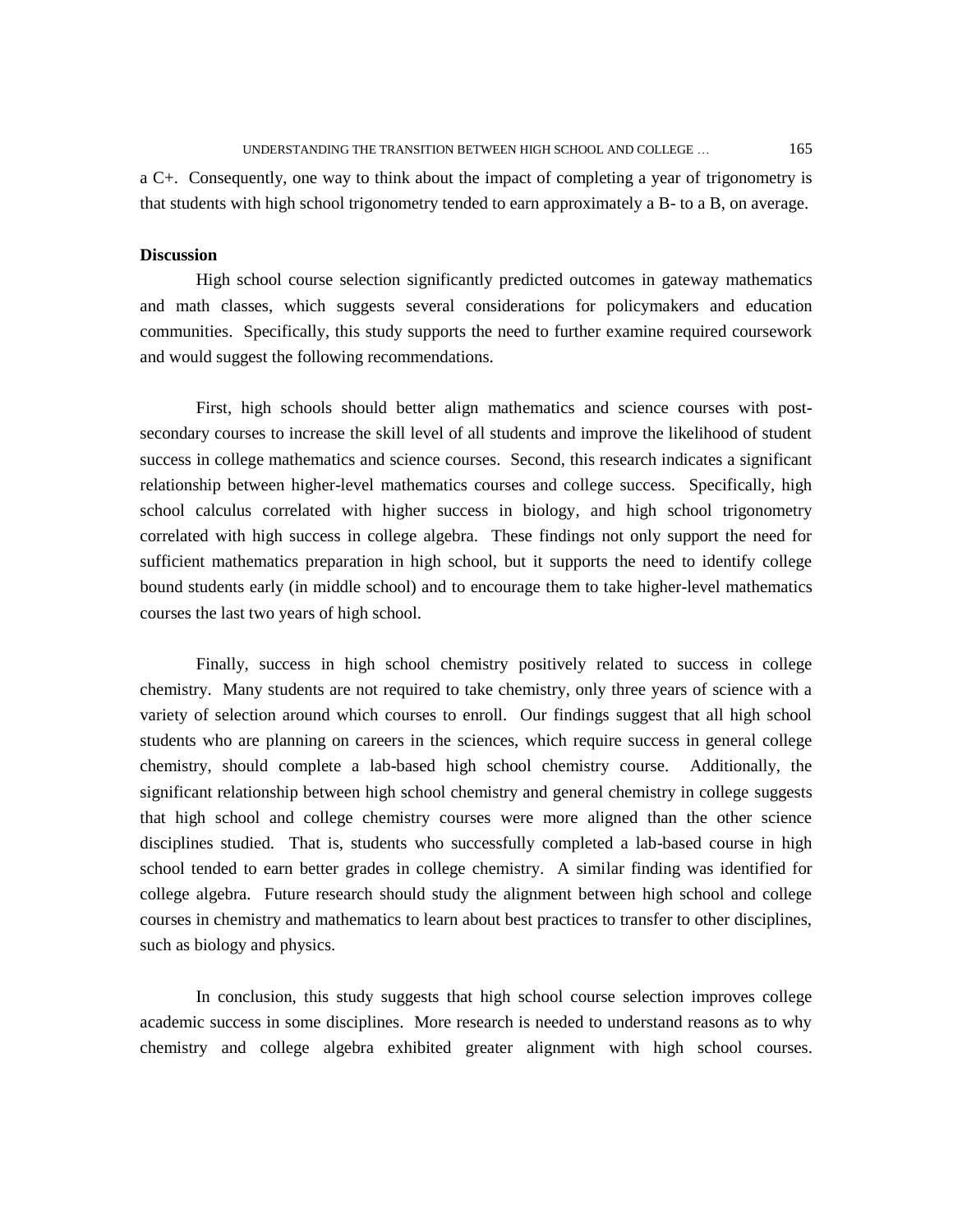a C+. Consequently, one way to think about the impact of completing a year of trigonometry is that students with high school trigonometry tended to earn approximately a B- to a B, on average.

**Discussion**

High school course selection significantly predicted outcomes in gateway mathematics and math classes, which suggests several considerations for policymakers and education communities. Specifically, this study supports the need to further examine required coursework and would suggest the following recommendations.

First, high schools should better align mathematics and science courses with post-secondary courses to increase the skill level of all students and improve the likelihood of student success in college mathematics and science courses. Second, this research indicates a significant relationship between higher-level mathematics courses and college success. Specifically, high school calculus correlated with higher success in biology, and high school trigonometry correlated with high success in college algebra. These findings not only support the need for sufficient mathematics preparation in high school, but it supports the need to identify college bound students early (in middle school) and to encourage them to take higher-level mathematics courses the last two years of high school.

Finally, success in high school chemistry positively related to success in college chemistry. Many students are not required to take chemistry, only three years of science with a variety of selection around which courses to enroll. Our findings suggest that all high school students who are planning on careers in the sciences, which require success in general college chemistry, should complete a lab-based high school chemistry course. Additionally, the significant relationship between high school chemistry and general chemistry in college suggests that high school and college chemistry courses were more aligned than the other science disciplines studied. That is, students who successfully completed a lab-based course in high school tended to earn better grades in college chemistry. A similar finding was identified for college algebra. Future research should study the alignment between high school and college courses in chemistry and mathematics to learn about best practices to transfer to other disciplines, such as biology and physics.

In conclusion, this study suggests that high school course selection improves college academic success in some disciplines. More research is needed to understand reasons as to why chemistry and college algebra exhibited greater alignment with high school courses.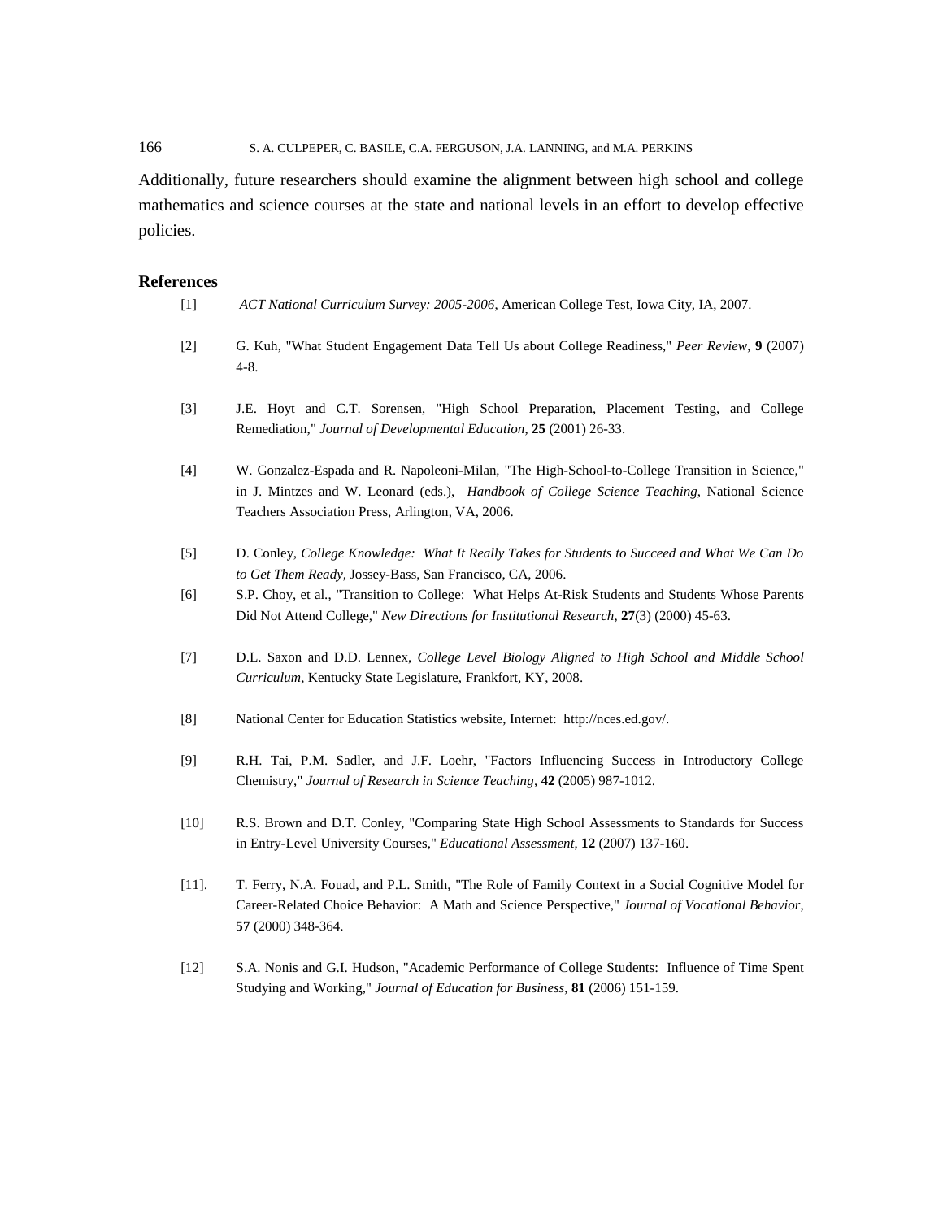Additionally, future researchers should examine the alignment between high school and college mathematics and science courses at the state and national levels in an effort to develop effective policies.

## References

[1] *ACT National Curriculum Survey: 2005-2006*, American College Test, Iowa City, IA, 2007.

[2] G. Kuh, "What Student Engagement Data Tell Us about College Readiness," *Peer Review*, **9** (2007) 4-8.

[3] J.E. Hoyt and C.T. Sorensen, "High School Preparation, Placement Testing, and College Remediation," *Journal of Developmental Education*, **25** (2001) 26-33.

[4] W. Gonzalez-Espada and R. Napoleoni-Milan, "The High-School-to-College Transition in Science," in J. Mintzes and W. Leonard (eds.), *Handbook of College Science Teaching*, National Science Teachers Association Press, Arlington, VA, 2006.

[5] D. Conley, *College Knowledge: What It Really Takes for Students to Succeed and What We Can Do to Get Them Ready*, Jossey-Bass, San Francisco, CA, 2006.

[6] S.P. Choy, et al., "Transition to College: What Helps At-Risk Students and Students Whose Parents Did Not Attend College," *New Directions for Institutional Research*, **27**(3) (2000) 45-63.

[7] D.L. Saxon and D.D. Lennex, *College Level Biology Aligned to High School and Middle School Curriculum*, Kentucky State Legislature, Frankfort, KY, 2008.

[8] National Center for Education Statistics website, Internet: http://nces.ed.gov/.

[9] R.H. Tai, P.M. Sadler, and J.F. Loehr, "Factors Influencing Success in Introductory College Chemistry," *Journal of Research in Science Teaching*, **42** (2005) 987-1012.

[10] R.S. Brown and D.T. Conley, "Comparing State High School Assessments to Standards for Success in Entry-Level University Courses," *Educational Assessment*, **12** (2007) 137-160.

[11]. T. Ferry, N.A. Fouad, and P.L. Smith, "The Role of Family Context in a Social Cognitive Model for Career-Related Choice Behavior: A Math and Science Perspective," *Journal of Vocational Behavior*, **57** (2000) 348-364.

[12] S.A. Nonis and G.I. Hudson, "Academic Performance of College Students: Influence of Time Spent Studying and Working," *Journal of Education for Business*, **81** (2006) 151-159.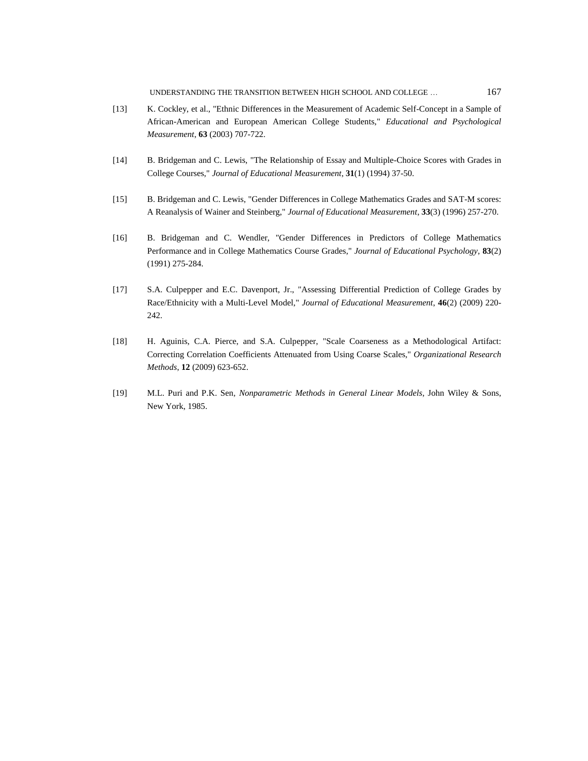[13] K. Cockley, et al., "Ethnic Differences in the Measurement of Academic Self-Concept in a Sample of African-American and European American College Students," *Educational and Psychological Measurement*, **63** (2003) 707-722.

[14] B. Bridgeman and C. Lewis, "The Relationship of Essay and Multiple-Choice Scores with Grades in College Courses," *Journal of Educational Measurement*, **31**(1) (1994) 37-50.

[15] B. Bridgeman and C. Lewis, "Gender Differences in College Mathematics Grades and SAT-M scores: A Reanalysis of Wainer and Steinberg," *Journal of Educational Measurement*, **33**(3) (1996) 257-270.

[16] B. Bridgeman and C. Wendler, "Gender Differences in Predictors of College Mathematics Performance and in College Mathematics Course Grades," *Journal of Educational Psychology*, **83**(2) (1991) 275-284.

[17] S.A. Culpepper and E.C. Davenport, Jr., "Assessing Differential Prediction of College Grades by Race/Ethnicity with a Multi-Level Model," *Journal of Educational Measurement*, **46**(2) (2009) 220-242.

[18] H. Aguinis, C.A. Pierce, and S.A. Culpepper, "Scale Coarseness as a Methodological Artifact: Correcting Correlation Coefficients Attenuated from Using Coarse Scales," *Organizational Research Methods*, **12** (2009) 623-652.

[19] M.L. Puri and P.K. Sen, *Nonparametric Methods in General Linear Models*, John Wiley & Sons, New York, 1985.